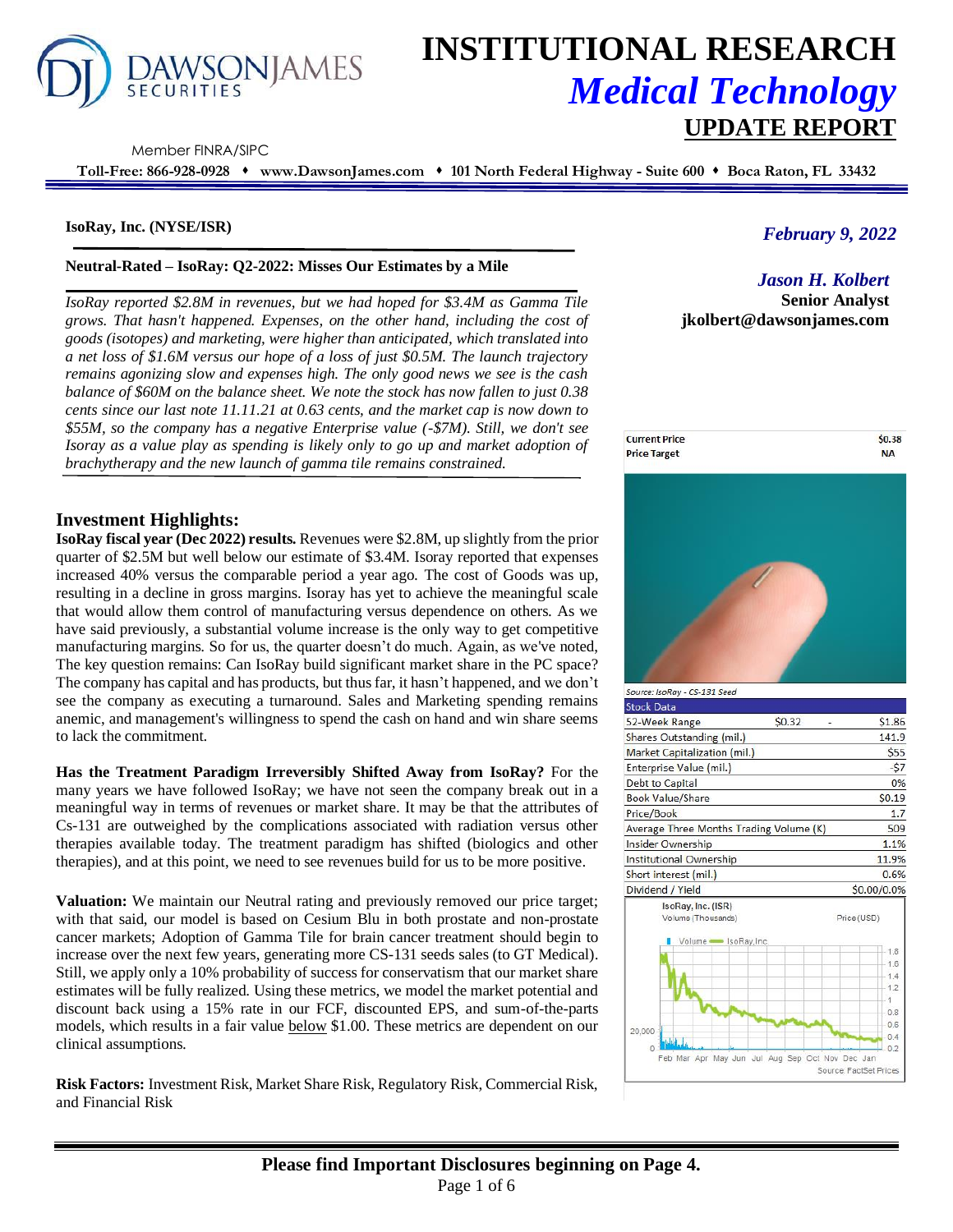# INSTITUTIONAL RESEARCH
## *Medical Technology*
## UPDATE REPORT

Member FINRA/SIPC

**Toll-Free: 866-928-0928 • www.DawsonJames.com • 101 North Federal Highway - Suite 600 • Boca Raton, FL 33432**

**IsoRay, Inc. (NYSE/ISR)**

*February 9, 2022*

**Neutral-Rated – IsoRay: Q2-2022: Misses Our Estimates by a Mile**

*Jason H. Kolbert*
**Senior Analyst**
**jkolbert@dawsonjames.com**

*IsoRay reported $2.8M in revenues, but we had hoped for $3.4M as Gamma Tile grows. That hasn't happened. Expenses, on the other hand, including the cost of goods (isotopes) and marketing, were higher than anticipated, which translated into a net loss of $1.6M versus our hope of a loss of just $0.5M. The launch trajectory remains agonizing slow and expenses high. The only good news we see is the cash balance of $60M on the balance sheet. We note the stock has now fallen to just 0.38 cents since our last note 11.11.21 at 0.63 cents, and the market cap is now down to $55M, so the company has a negative Enterprise value (-$7M). Still, we don't see Isoray as a value play as spending is likely only to go up and market adoption of brachytherapy and the new launch of gamma tile remains constrained.*

| | |
|---|---|
| **Current Price** | **$0.38** |
| **Price Target** | **NA** |

Source: IsoRay - CS-131 Seed

| Stock Data | | |
|---|---|---|
| 52-Week Range | $0.32 | - $1.86 |
| Shares Outstanding (mil.) | | 141.9 |
| Market Capitalization (mil.) | | $55 |
| Enterprise Value (mil.) | | -$7 |
| Debt to Capital | | 0% |
| Book Value/Share | | $0.19 |
| Price/Book | | 1.7 |
| Average Three Months Trading Volume (K) | | 509 |
| Insider Ownership | | 1.1% |
| Institutional Ownership | | 11.9% |
| Short interest (mil.) | | 0.6% |
| Dividend / Yield | | $0.00/0.0% |

IsoRay, Inc. (ISR) — Volume (Thousands) / Price (USD) — Source: FactSet Prices

## Investment Highlights:

**IsoRay fiscal year (Dec 2022) results.** Revenues were $2.8M, up slightly from the prior quarter of $2.5M but well below our estimate of $3.4M. Isoray reported that expenses increased 40% versus the comparable period a year ago. The cost of Goods was up, resulting in a decline in gross margins. Isoray has yet to achieve the meaningful scale that would allow them control of manufacturing versus dependence on others. As we have said previously, a substantial volume increase is the only way to get competitive manufacturing margins. So for us, the quarter doesn't do much. Again, as we've noted, The key question remains: Can IsoRay build significant market share in the PC space? The company has capital and has products, but thus far, it hasn't happened, and we don't see the company as executing a turnaround. Sales and Marketing spending remains anemic, and management's willingness to spend the cash on hand and win share seems to lack the commitment.

**Has the Treatment Paradigm Irreversibly Shifted Away from IsoRay?** For the many years we have followed IsoRay; we have not seen the company break out in a meaningful way in terms of revenues or market share. It may be that the attributes of Cs-131 are outweighed by the complications associated with radiation versus other therapies available today. The treatment paradigm has shifted (biologics and other therapies), and at this point, we need to see revenues build for us to be more positive.

**Valuation:** We maintain our Neutral rating and previously removed our price target; with that said, our model is based on Cesium Blu in both prostate and non-prostate cancer markets; Adoption of Gamma Tile for brain cancer treatment should begin to increase over the next few years, generating more CS-131 seeds sales (to GT Medical). Still, we apply only a 10% probability of success for conservatism that our market share estimates will be fully realized. Using these metrics, we model the market potential and discount back using a 15% rate in our FCF, discounted EPS, and sum-of-the-parts models, which results in a fair value below $1.00. These metrics are dependent on our clinical assumptions.

**Risk Factors:** Investment Risk, Market Share Risk, Regulatory Risk, Commercial Risk, and Financial Risk

**Please find Important Disclosures beginning on Page 4.**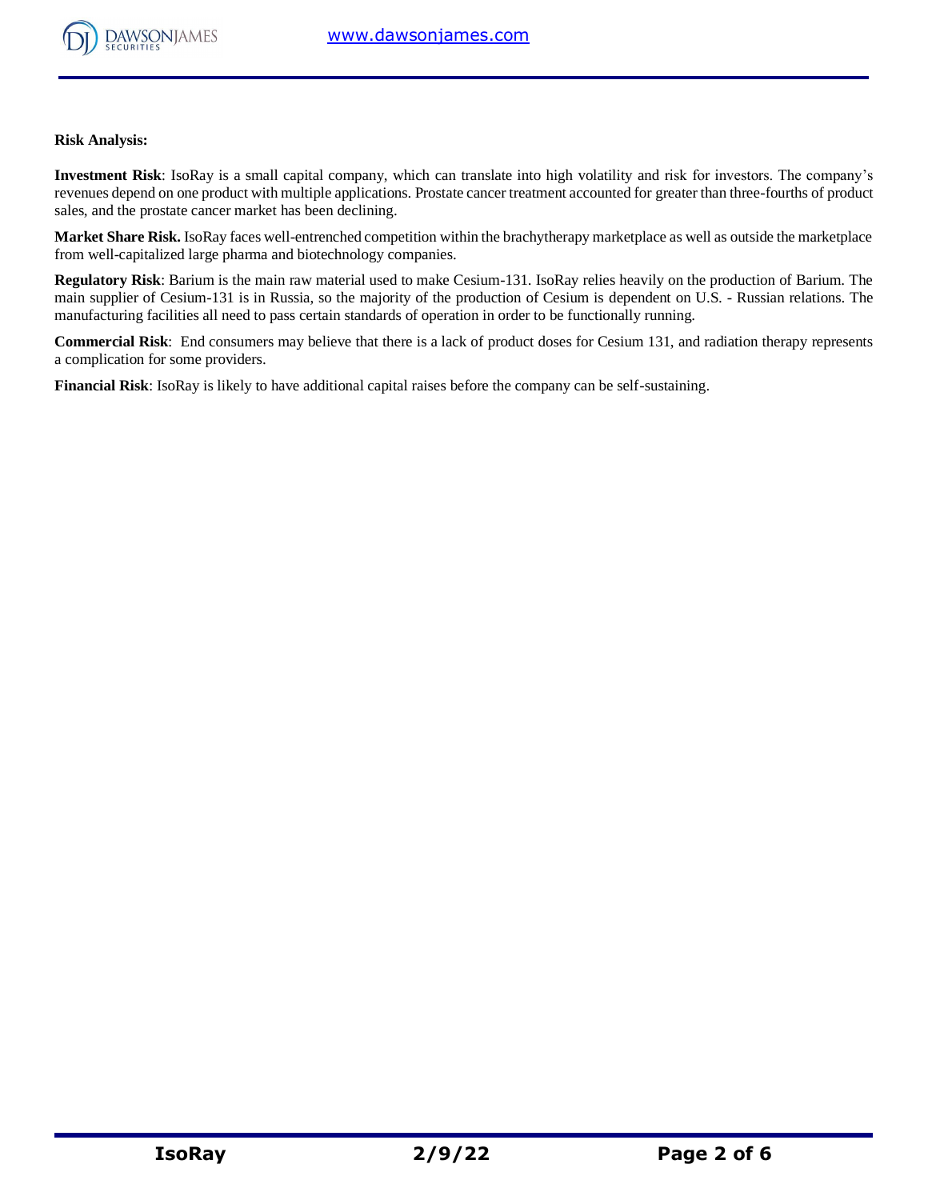**Risk Analysis:**

**Investment Risk**: IsoRay is a small capital company, which can translate into high volatility and risk for investors. The company's revenues depend on one product with multiple applications. Prostate cancer treatment accounted for greater than three-fourths of product sales, and the prostate cancer market has been declining.

**Market Share Risk.** IsoRay faces well-entrenched competition within the brachytherapy marketplace as well as outside the marketplace from well-capitalized large pharma and biotechnology companies.

**Regulatory Risk**: Barium is the main raw material used to make Cesium-131. IsoRay relies heavily on the production of Barium. The main supplier of Cesium-131 is in Russia, so the majority of the production of Cesium is dependent on U.S. - Russian relations. The manufacturing facilities all need to pass certain standards of operation in order to be functionally running.

**Commercial Risk**: End consumers may believe that there is a lack of product doses for Cesium 131, and radiation therapy represents a complication for some providers.

**Financial Risk**: IsoRay is likely to have additional capital raises before the company can be self-sustaining.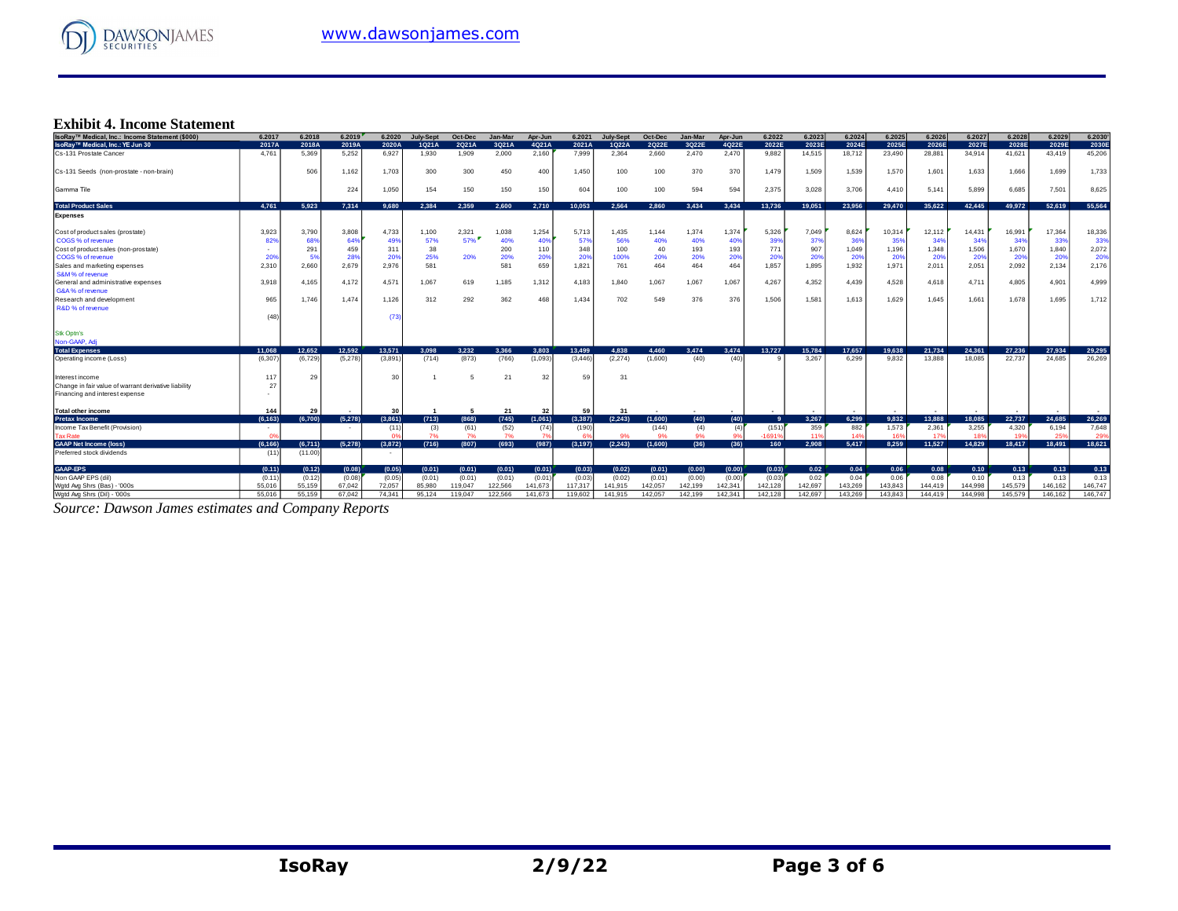### Exhibit 4. Income Statement

| IsoRay™ Medical, Inc.: Income Statement ($000) | 6.2017 | 6.2018 | 6.2019 | 6.2020 | July-Sept | Oct-Dec | Jan-Mar | Apr-Jun | 6.2021 | July-Sept | Oct-Dec | Jan-Mar | Apr-Jun | 6.2022 | 6.2023 | 6.2024 | 6.2025 | 6.2026 | 6.2027 | 6.2028 | 6.2029 | 6.2030 |
|---|---|---|---|---|---|---|---|---|---|---|---|---|---|---|---|---|---|---|---|---|---|---|
| IsoRay™ Medical, Inc.: YE Jun 30 | 2017A | 2018A | 2019A | 2020A | 1Q21A | 2Q21A | 3Q21A | 4Q21A | 2021A | 1Q22A | 2Q22E | 3Q22E | 4Q22E | 2022E | 2023E | 2024E | 2025E | 2026E | 2027E | 2028E | 2029E | 2030E |
| Cs-131 Prostate Cancer | 4,761 | 5,369 | 5,252 | 6,927 | 1,930 | 1,909 | 2,000 | 2,160 | 7,999 | 2,364 | 2,660 | 2,470 | 2,470 | 9,882 | 14,515 | 18,712 | 23,490 | 28,881 | 34,914 | 41,621 | 43,419 | 45,206 |
| Cs-131 Seeds (non-prostate - non-brain) | | 506 | 1,162 | 1,703 | 300 | 300 | 450 | 400 | 1,450 | 100 | 100 | 370 | 370 | 1,479 | 1,509 | 1,539 | 1,570 | 1,601 | 1,633 | 1,666 | 1,699 | 1,733 |
| Gamma Tile | | | 224 | 1,050 | 154 | 150 | 150 | 150 | 604 | 100 | 100 | 594 | 594 | 2,375 | 3,028 | 3,706 | 4,410 | 5,141 | 5,899 | 6,685 | 7,501 | 8,625 |
| **Total Product Sales** | **4,761** | **5,923** | **7,314** | **9,680** | **2,384** | **2,359** | **2,600** | **2,710** | **10,053** | **2,564** | **2,860** | **3,434** | **3,434** | **13,736** | **19,051** | **23,956** | **29,470** | **35,622** | **42,445** | **49,972** | **52,619** | **55,564** |
| **Expenses** | | | | | | | | | | | | | | | | | | | | | | |
| Cost of product sales (prostate) | 3,923 | 3,790 | 3,808 | 4,733 | 1,100 | 2,321 | 1,038 | 1,254 | 5,713 | 1,435 | 1,144 | 1,374 | 1,374 | 5,326 | 7,049 | 8,624 | 10,314 | 12,112 | 14,431 | 16,991 | 17,364 | 18,336 |
| COGS % of revenue | 82% | 68% | 64% | 49% | 57% | 57% | 40% | 40% | 57% | 56% | 40% | 40% | 40% | 39% | 37% | 36% | 35% | 34% | 34% | 34% | 33% | 33% |
| Cost of product sales (non-prostate) | - | 291 | 459 | 311 | 38 | | 200 | 110 | 348 | 100 | 40 | 193 | 193 | 771 | 907 | 1,049 | 1,196 | 1,348 | 1,506 | 1,670 | 1,840 | 2,072 |
| COGS % of revenue | 20% | 5% | 28% | 20% | 25% | 20% | 20% | 20% | 20% | 100% | 20% | 20% | 20% | 20% | 20% | 20% | 20% | 20% | 20% | 20% | 20% | 20% |
| Sales and marketing expenses | 2,310 | 2,660 | 2,679 | 2,976 | 581 | | 581 | 659 | 1,821 | 761 | 464 | 464 | 464 | 1,857 | 1,895 | 1,932 | 1,971 | 2,011 | 2,051 | 2,092 | 2,134 | 2,176 |
| S&M % of revenue | | | | | | | | | | | | | | | | | | | | | | |
| General and administrative expenses | 3,918 | 4,165 | 4,172 | 4,571 | 1,067 | 619 | 1,185 | 1,312 | 4,183 | 1,840 | 1,067 | 1,067 | 1,067 | 4,267 | 4,352 | 4,439 | 4,528 | 4,618 | 4,711 | 4,805 | 4,901 | 4,999 |
| G&A % of revenue | | | | | | | | | | | | | | | | | | | | | | |
| Research and development | 965 | 1,746 | 1,474 | 1,126 | 312 | 292 | 362 | 468 | 1,434 | 702 | 549 | 376 | 376 | 1,506 | 1,581 | 1,613 | 1,629 | 1,645 | 1,661 | 1,678 | 1,695 | 1,712 |
| R&D % of revenue | | | | | | | | | | | | | | | | | | | | | | |
| | (48) | | | (73) | | | | | | | | | | | | | | | | | | |
| Stk Optn's | | | | | | | | | | | | | | | | | | | | | | |
| Non-GAAP, Adj | | | | | | | | | | | | | | | | | | | | | | |
| **Total Expenses** | **11,068** | **12,652** | **12,592** | **13,571** | **3,098** | **3,232** | **3,366** | **3,803** | **13,499** | **4,838** | **4,460** | **3,474** | **3,474** | **13,727** | **15,784** | **17,657** | **19,638** | **21,734** | **24,361** | **27,236** | **27,934** | **29,295** |
| Operating income (Loss) | (6,307) | (6,729) | (5,278) | (3,891) | (714) | (873) | (766) | (1,093) | (3,446) | (2,274) | (1,600) | (40) | (40) | 9 | 3,267 | 6,299 | 9,832 | 13,888 | 18,085 | 22,737 | 24,685 | 26,269 |
| Interest income | 117 | 29 | | 30 | 1 | 5 | 21 | 32 | 59 | 31 | | | | | | | | | | | | |
| Change in fair value of warrant derivative liability | 27 | | | | | | | | | | | | | | | | | | | | | |
| Financing and interest expense | - | | | | | | | | | | | | | | | | | | | | | |
| **Total other income** | **144** | **29** | **-** | **30** | **1** | **5** | **21** | **32** | **59** | **31** | **-** | **-** | **-** | **-** | **-** | **-** | **-** | **-** | **-** | **-** | **-** | **-** |
| **Pretax Income** | **(6,163)** | **(6,700)** | **(5,278)** | **(3,861)** | **(713)** | **(868)** | **(745)** | **(1,061)** | **(3,387)** | **(2,243)** | **(1,600)** | **(40)** | **(40)** | **9** | **3,267** | **6,299** | **9,832** | **13,888** | **18,085** | **22,737** | **24,685** | **26,269** |
| Income Tax Benefit (Provision) | - | | - | (11) | (3) | (61) | (52) | (74) | (190) | | (144) | (4) | (4) | (151) | 359 | 882 | 1,573 | 2,361 | 3,255 | 4,320 | 6,194 | 7,648 |
| Tax Rate | 0% | | | 0% | 7% | 7% | 7% | 7% | 6% | 9% | 9% | 9% | 9% | -1691% | 11% | 14% | 16% | 17% | 18% | 19% | 25% | 29% |
| **GAAP Net Income (loss)** | **(6,166)** | **(6,711)** | **(5,278)** | **(3,872)** | **(716)** | **(807)** | **(693)** | **(987)** | **(3,197)** | **(2,243)** | **(1,600)** | **(36)** | **(36)** | **160** | **2,908** | **5,417** | **8,259** | **11,527** | **14,829** | **18,417** | **18,491** | **18,621** |
| Preferred stock dividends | (11) | (11.00) | | - | | | | | | | | | | | | | | | | | | |
| **GAAP-EPS** | **(0.11)** | **(0.12)** | **(0.08)** | **(0.05)** | **(0.01)** | **(0.01)** | **(0.01)** | **(0.01)** | **(0.03)** | **(0.02)** | **(0.01)** | **(0.00)** | **(0.00)** | **(0.03)** | **0.02** | **0.04** | **0.06** | **0.08** | **0.10** | **0.13** | **0.13** | **0.13** |
| Non GAAP EPS (dil) | (0.11) | (0.12) | (0.08) | (0.05) | (0.01) | (0.01) | (0.01) | (0.01) | (0.03) | (0.02) | (0.01) | (0.00) | (0.00) | (0.03) | 0.02 | 0.04 | 0.06 | 0.08 | 0.10 | 0.13 | 0.13 | 0.13 |
| Wgtd Avg Shrs (Bas) - '000s | 55,016 | 55,159 | 67,042 | 72,057 | 85,980 | 119,047 | 122,566 | 141,673 | 117,317 | 141,915 | 142,057 | 142,199 | 142,341 | 142,128 | 142,697 | 143,269 | 143,843 | 144,419 | 144,998 | 145,579 | 146,162 | 146,747 |
| Wgtd Avg Shrs (Dil) - '000s | 55,016 | 55,159 | 67,042 | 74,341 | 95,124 | 119,047 | 122,566 | 141,673 | 119,602 | 141,915 | 142,057 | 142,199 | 142,341 | 142,128 | 142,697 | 143,269 | 143,843 | 144,419 | 144,998 | 145,579 | 146,162 | 146,747 |

*Source: Dawson James estimates and Company Reports*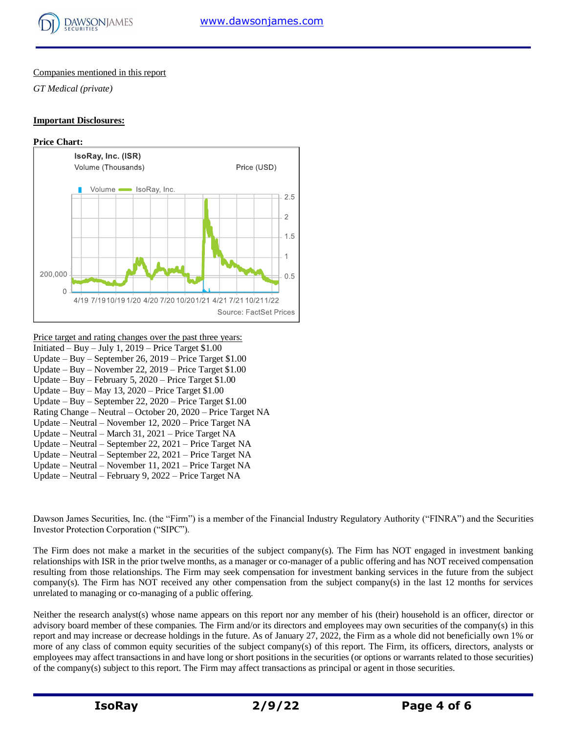Companies mentioned in this report

*GT Medical (private)*

**Important Disclosures:**

**Price Chart:**

IsoRay, Inc. (ISR)

Volume (Thousands)

Price (USD)

Volume IsoRay, Inc.

200,000

0

2.5

2

1.5

1

0.5

4/19 7/19 10/19 1/20 4/20 7/20 10/20 1/21 4/21 7/21 10/21 1/22

Source: FactSet Prices

Price target and rating changes over the past three years:

Initiated – Buy – July 1, 2019 – Price Target $1.00
Update – Buy – September 26, 2019 – Price Target $1.00
Update – Buy – November 22, 2019 – Price Target $1.00
Update – Buy – February 5, 2020 – Price Target $1.00
Update – Buy – May 13, 2020 – Price Target $1.00
Update – Buy – September 22, 2020 – Price Target $1.00
Rating Change – Neutral – October 20, 2020 – Price Target NA
Update – Neutral – November 12, 2020 – Price Target NA
Update – Neutral – March 31, 2021 – Price Target NA
Update – Neutral – September 22, 2021 – Price Target NA
Update – Neutral – September 22, 2021 – Price Target NA
Update – Neutral – November 11, 2021 – Price Target NA
Update – Neutral – February 9, 2022 – Price Target NA

Dawson James Securities, Inc. (the "Firm") is a member of the Financial Industry Regulatory Authority ("FINRA") and the Securities Investor Protection Corporation ("SIPC").

The Firm does not make a market in the securities of the subject company(s). The Firm has NOT engaged in investment banking relationships with ISR in the prior twelve months, as a manager or co-manager of a public offering and has NOT received compensation resulting from those relationships. The Firm may seek compensation for investment banking services in the future from the subject company(s). The Firm has NOT received any other compensation from the subject company(s) in the last 12 months for services unrelated to managing or co-managing of a public offering.

Neither the research analyst(s) whose name appears on this report nor any member of his (their) household is an officer, director or advisory board member of these companies. The Firm and/or its directors and employees may own securities of the company(s) in this report and may increase or decrease holdings in the future. As of January 27, 2022, the Firm as a whole did not beneficially own 1% or more of any class of common equity securities of the subject company(s) of this report. The Firm, its officers, directors, analysts or employees may affect transactions in and have long or short positions in the securities (or options or warrants related to those securities) of the company(s) subject to this report. The Firm may affect transactions as principal or agent in those securities.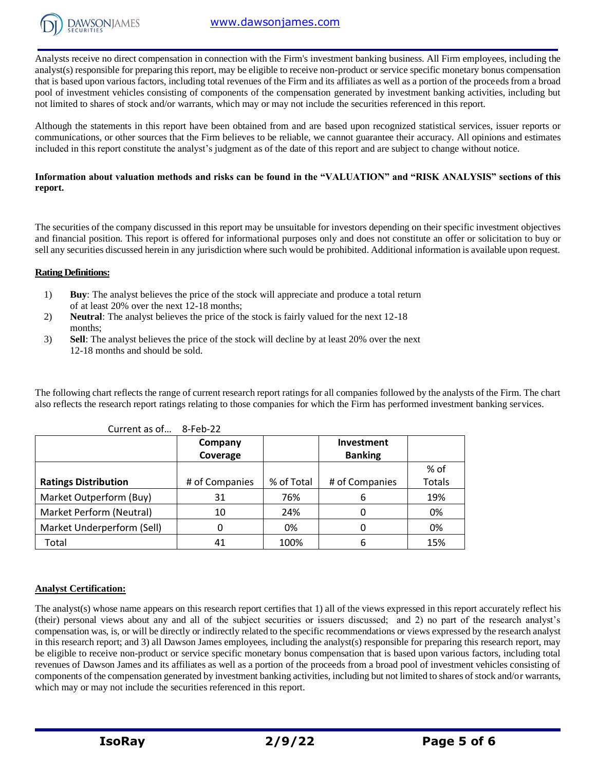Analysts receive no direct compensation in connection with the Firm's investment banking business. All Firm employees, including the analyst(s) responsible for preparing this report, may be eligible to receive non-product or service specific monetary bonus compensation that is based upon various factors, including total revenues of the Firm and its affiliates as well as a portion of the proceeds from a broad pool of investment vehicles consisting of components of the compensation generated by investment banking activities, including but not limited to shares of stock and/or warrants, which may or may not include the securities referenced in this report.

Although the statements in this report have been obtained from and are based upon recognized statistical services, issuer reports or communications, or other sources that the Firm believes to be reliable, we cannot guarantee their accuracy. All opinions and estimates included in this report constitute the analyst's judgment as of the date of this report and are subject to change without notice.

**Information about valuation methods and risks can be found in the "VALUATION" and "RISK ANALYSIS" sections of this report.**

The securities of the company discussed in this report may be unsuitable for investors depending on their specific investment objectives and financial position. This report is offered for informational purposes only and does not constitute an offer or solicitation to buy or sell any securities discussed herein in any jurisdiction where such would be prohibited. Additional information is available upon request.

**Rating Definitions:**

1) **Buy**: The analyst believes the price of the stock will appreciate and produce a total return of at least 20% over the next 12-18 months;
2) **Neutral**: The analyst believes the price of the stock is fairly valued for the next 12-18 months;
3) **Sell**: The analyst believes the price of the stock will decline by at least 20% over the next 12-18 months and should be sold.

The following chart reflects the range of current research report ratings for all companies followed by the analysts of the Firm. The chart also reflects the research report ratings relating to those companies for which the Firm has performed investment banking services.

Current as of... 8-Feb-22

| | Company Coverage | | Investment Banking | |
|---|---|---|---|---|
| **Ratings Distribution** | # of Companies | % of Total | # of Companies | % of Totals |
| Market Outperform (Buy) | 31 | 76% | 6 | 19% |
| Market Perform (Neutral) | 10 | 24% | 0 | 0% |
| Market Underperform (Sell) | 0 | 0% | 0 | 0% |
| Total | 41 | 100% | 6 | 15% |

**Analyst Certification:**

The analyst(s) whose name appears on this research report certifies that 1) all of the views expressed in this report accurately reflect his (their) personal views about any and all of the subject securities or issuers discussed; and 2) no part of the research analyst's compensation was, is, or will be directly or indirectly related to the specific recommendations or views expressed by the research analyst in this research report; and 3) all Dawson James employees, including the analyst(s) responsible for preparing this research report, may be eligible to receive non-product or service specific monetary bonus compensation that is based upon various factors, including total revenues of Dawson James and its affiliates as well as a portion of the proceeds from a broad pool of investment vehicles consisting of components of the compensation generated by investment banking activities, including but not limited to shares of stock and/or warrants, which may or may not include the securities referenced in this report.